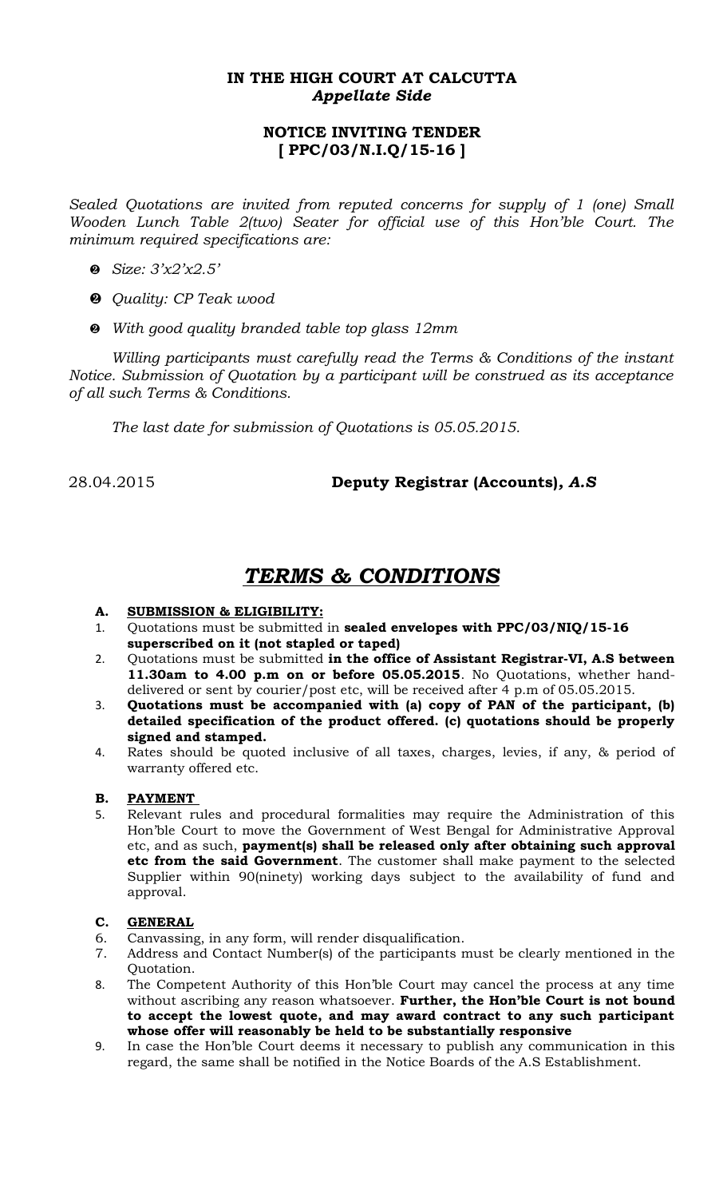# IN THE HIGH COURT AT CALCUTTA
## *Appellate Side*

## NOTICE INVITING TENDER
## [ PPC/03/N.I.Q/15-16 ]

*Sealed Quotations are invited from reputed concerns for supply of 1 (one) Small Wooden Lunch Table 2(two) Seater for official use of this Hon'ble Court. The minimum required specifications are:*

- *Size: 3'x2'x2.5'*
- *Quality: CP Teak wood*
- *With good quality branded table top glass 12mm*

*Willing participants must carefully read the Terms & Conditions of the instant Notice. Submission of Quotation by a participant will be construed as its acceptance of all such Terms & Conditions.*

*The last date for submission of Quotations is 05.05.2015.*

28.04.2015 **Deputy Registrar (Accounts), *A.S***

# *TERMS & CONDITIONS*

**A. SUBMISSION & ELIGIBILITY:**

1. Quotations must be submitted in **sealed envelopes with PPC/03/NIQ/15-16 superscribed on it (not stapled or taped)**
2. Quotations must be submitted **in the office of Assistant Registrar-VI, A.S between 11.30am to 4.00 p.m on or before 05.05.2015**. No Quotations, whether hand-delivered or sent by courier/post etc, will be received after 4 p.m of 05.05.2015.
3. **Quotations must be accompanied with (a) copy of PAN of the participant, (b) detailed specification of the product offered. (c) quotations should be properly signed and stamped.**
4. Rates should be quoted inclusive of all taxes, charges, levies, if any, & period of warranty offered etc.

**B. PAYMENT**

5. Relevant rules and procedural formalities may require the Administration of this Hon'ble Court to move the Government of West Bengal for Administrative Approval etc, and as such, **payment(s) shall be released only after obtaining such approval etc from the said Government**. The customer shall make payment to the selected Supplier within 90(ninety) working days subject to the availability of fund and approval.

**C. GENERAL**

6. Canvassing, in any form, will render disqualification.
7. Address and Contact Number(s) of the participants must be clearly mentioned in the Quotation.
8. The Competent Authority of this Hon'ble Court may cancel the process at any time without ascribing any reason whatsoever. **Further, the Hon'ble Court is not bound to accept the lowest quote, and may award contract to any such participant whose offer will reasonably be held to be substantially responsive**
9. In case the Hon'ble Court deems it necessary to publish any communication in this regard, the same shall be notified in the Notice Boards of the A.S Establishment.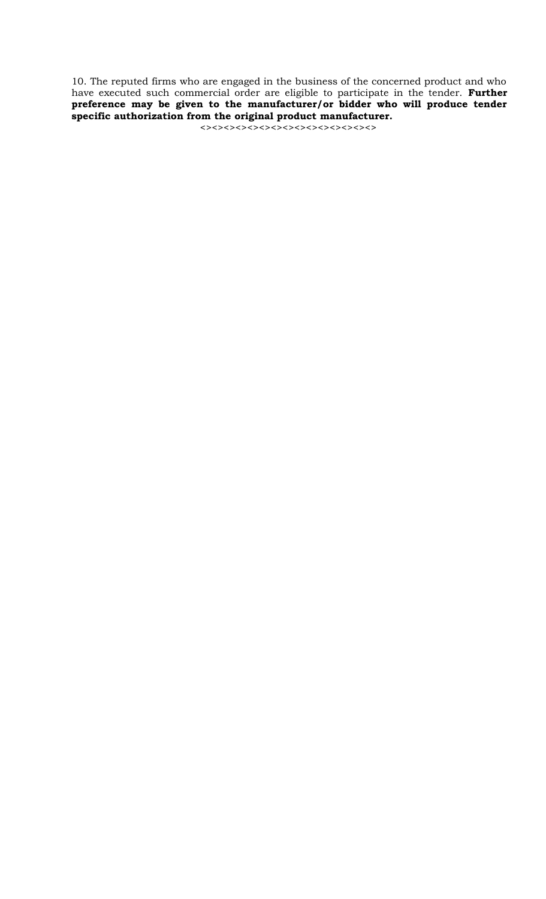10. The reputed firms who are engaged in the business of the concerned product and who have executed such commercial order are eligible to participate in the tender. **Further preference may be given to the manufacturer/or bidder who will produce tender specific authorization from the original product manufacturer.**

<><><><><><><><><><><><><><><><>